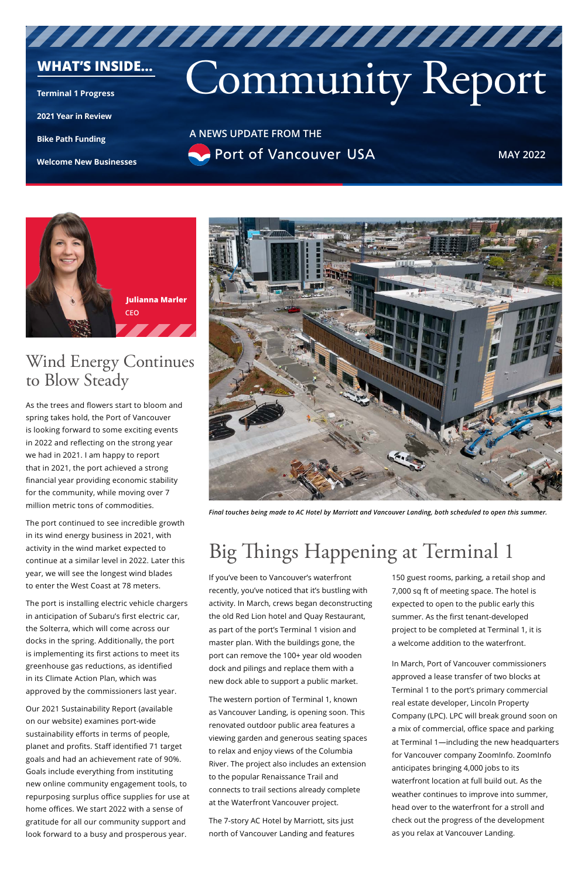# Community Report

A NEWS UPDATE FROM THE Port of Vancouver USA

MAY 2022

**WHAT'S INSIDE...**

- Terminal 1 Progress
- 2021 Year in Review
- Bike Path Funding
- Welcome New Businesses

**Julianna Marler**
CEO

## Wind Energy Continues to Blow Steady

As the trees and flowers start to bloom and spring takes hold, the Port of Vancouver is looking forward to some exciting events in 2022 and reflecting on the strong year we had in 2021. I am happy to report that in 2021, the port achieved a strong financial year providing economic stability for the community, while moving over 7 million metric tons of commodities.

The port continued to see incredible growth in its wind energy business in 2021, with activity in the wind market expected to continue at a similar level in 2022. Later this year, we will see the longest wind blades to enter the West Coast at 78 meters.

The port is installing electric vehicle chargers in anticipation of Subaru's first electric car, the Solterra, which will come across our docks in the spring. Additionally, the port is implementing its first actions to meet its greenhouse gas reductions, as identified in its Climate Action Plan, which was approved by the commissioners last year.

Our 2021 Sustainability Report (available on our website) examines port-wide sustainability efforts in terms of people, planet and profits. Staff identified 71 target goals and had an achievement rate of 90%. Goals include everything from instituting new online community engagement tools, to repurposing surplus office supplies for use at home offices. We start 2022 with a sense of gratitude for all our community support and look forward to a busy and prosperous year.

*Final touches being made to AC Hotel by Marriott and Vancouver Landing, both scheduled to open this summer.*

## Big Things Happening at Terminal 1

If you've been to Vancouver's waterfront recently, you've noticed that it's bustling with activity. In March, crews began deconstructing the old Red Lion hotel and Quay Restaurant, as part of the port's Terminal 1 vision and master plan. With the buildings gone, the port can remove the 100+ year old wooden dock and pilings and replace them with a new dock able to support a public market.

The western portion of Terminal 1, known as Vancouver Landing, is opening soon. This renovated outdoor public area features a viewing garden and generous seating spaces to relax and enjoy views of the Columbia River. The project also includes an extension to the popular Renaissance Trail and connects to trail sections already complete at the Waterfront Vancouver project.

The 7-story AC Hotel by Marriott, sits just north of Vancouver Landing and features 150 guest rooms, parking, a retail shop and 7,000 sq ft of meeting space. The hotel is expected to open to the public early this summer. As the first tenant-developed project to be completed at Terminal 1, it is a welcome addition to the waterfront.

In March, Port of Vancouver commissioners approved a lease transfer of two blocks at Terminal 1 to the port's primary commercial real estate developer, Lincoln Property Company (LPC). LPC will break ground soon on a mix of commercial, office space and parking at Terminal 1—including the new headquarters for Vancouver company ZoomInfo. ZoomInfo anticipates bringing 4,000 jobs to its waterfront location at full build out. As the weather continues to improve into summer, head over to the waterfront for a stroll and check out the progress of the development as you relax at Vancouver Landing.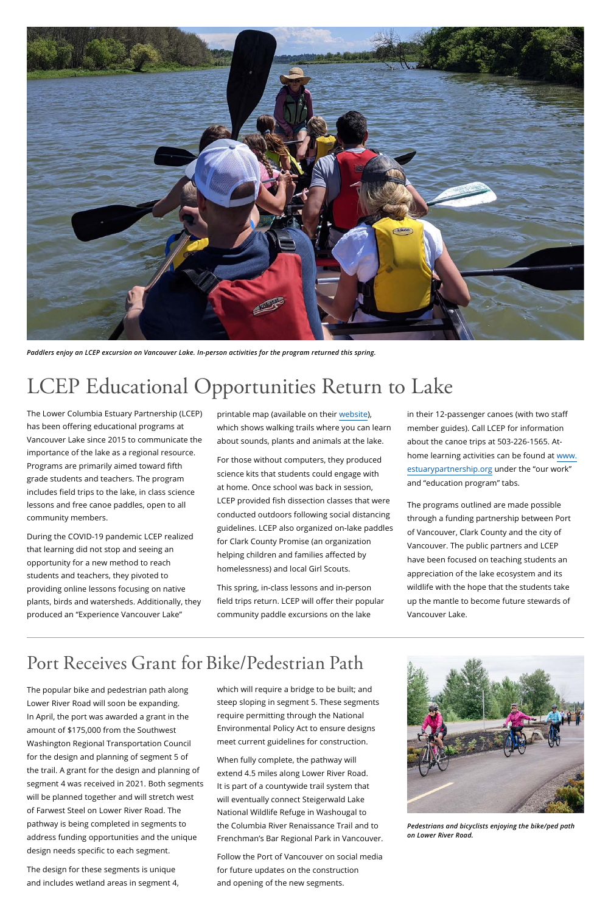*Paddlers enjoy an LCEP excursion on Vancouver Lake. In-person activities for the program returned this spring.*

# LCEP Educational Opportunities Return to Lake

The Lower Columbia Estuary Partnership (LCEP) has been offering educational programs at Vancouver Lake since 2015 to communicate the importance of the lake as a regional resource. Programs are primarily aimed toward fifth grade students and teachers. The program includes field trips to the lake, in class science lessons and free canoe paddles, open to all community members.

During the COVID-19 pandemic LCEP realized that learning did not stop and seeing an opportunity for a new method to reach students and teachers, they pivoted to providing online lessons focusing on native plants, birds and watersheds. Additionally, they produced an "Experience Vancouver Lake" printable map (available on their website), which shows walking trails where you can learn about sounds, plants and animals at the lake.

For those without computers, they produced science kits that students could engage with at home. Once school was back in session, LCEP provided fish dissection classes that were conducted outdoors following social distancing guidelines. LCEP also organized on-lake paddles for Clark County Promise (an organization helping children and families affected by homelessness) and local Girl Scouts.

This spring, in-class lessons and in-person field trips return. LCEP will offer their popular community paddle excursions on the lake in their 12-passenger canoes (with two staff member guides). Call LCEP for information about the canoe trips at 503-226-1565. At-home learning activities can be found at www.estuarypartnership.org under the "our work" and "education program" tabs.

The programs outlined are made possible through a funding partnership between Port of Vancouver, Clark County and the city of Vancouver. The public partners and LCEP have been focused on teaching students an appreciation of the lake ecosystem and its wildlife with the hope that the students take up the mantle to become future stewards of Vancouver Lake.

# Port Receives Grant for Bike/Pedestrian Path

The popular bike and pedestrian path along Lower River Road will soon be expanding. In April, the port was awarded a grant in the amount of $175,000 from the Southwest Washington Regional Transportation Council for the design and planning of segment 5 of the trail. A grant for the design and planning of segment 4 was received in 2021. Both segments will be planned together and will stretch west of Farwest Steel on Lower River Road. The pathway is being completed in segments to address funding opportunities and the unique design needs specific to each segment.

The design for these segments is unique and includes wetland areas in segment 4, which will require a bridge to be built; and steep sloping in segment 5. These segments require permitting through the National Environmental Policy Act to ensure designs meet current guidelines for construction.

When fully complete, the pathway will extend 4.5 miles along Lower River Road. It is part of a countywide trail system that will eventually connect Steigerwald Lake National Wildlife Refuge in Washougal to the Columbia River Renaissance Trail and to Frenchman's Bar Regional Park in Vancouver.

Follow the Port of Vancouver on social media for future updates on the construction and opening of the new segments.

*Pedestrians and bicyclists enjoying the bike/ped path on Lower River Road.*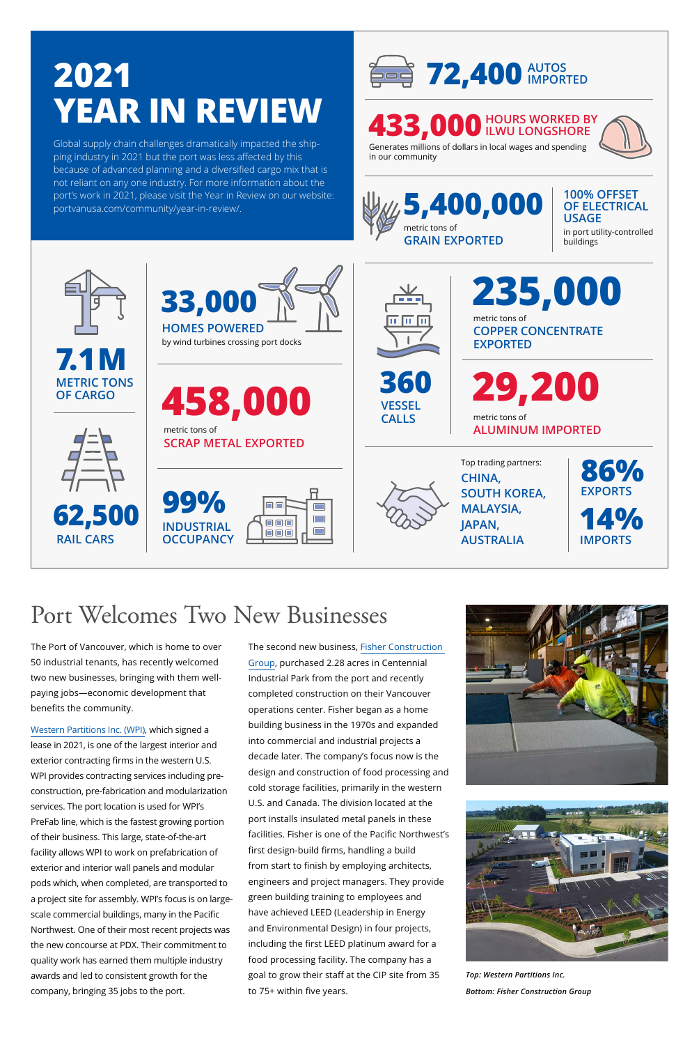# 2021 YEAR IN REVIEW

Global supply chain challenges dramatically impacted the shipping industry in 2021 but the port was less affected by this because of advanced planning and a diversified cargo mix that is not reliant on any one industry. For more information about the port's work in 2021, please visit the Year in Review on our website: portvanusa.com/community/year-in-review/.

**72,400** AUTOS IMPORTED

**433,000** HOURS WORKED BY ILWU LONGSHORE

Generates millions of dollars in local wages and spending in our community

**5,400,000** metric tons of GRAIN EXPORTED

**100% OFFSET OF ELECTRICAL USAGE** in port utility-controlled buildings

**7.1M** METRIC TONS OF CARGO

**33,000** HOMES POWERED by wind turbines crossing port docks

**458,000** metric tons of SCRAP METAL EXPORTED

**62,500** RAIL CARS

**99%** INDUSTRIAL OCCUPANCY

**360** VESSEL CALLS

**235,000** metric tons of COPPER CONCENTRATE EXPORTED

**29,200** metric tons of ALUMINUM IMPORTED

Top trading partners: CHINA, SOUTH KOREA, MALAYSIA, JAPAN, AUSTRALIA

**86%** EXPORTS

**14%** IMPORTS

# Port Welcomes Two New Businesses

The Port of Vancouver, which is home to over 50 industrial tenants, has recently welcomed two new businesses, bringing with them well-paying jobs—economic development that benefits the community.

Western Partitions Inc. (WPI), which signed a lease in 2021, is one of the largest interior and exterior contracting firms in the western U.S. WPI provides contracting services including pre-construction, pre-fabrication and modularization services. The port location is used for WPI's PreFab line, which is the fastest growing portion of their business. This large, state-of-the-art facility allows WPI to work on prefabrication of exterior and interior wall panels and modular pods which, when completed, are transported to a project site for assembly. WPI's focus is on large-scale commercial buildings, many in the Pacific Northwest. One of their most recent projects was the new concourse at PDX. Their commitment to quality work has earned them multiple industry awards and led to consistent growth for the company, bringing 35 jobs to the port.

The second new business, Fisher Construction Group, purchased 2.28 acres in Centennial Industrial Park from the port and recently completed construction on their Vancouver operations center. Fisher began as a home building business in the 1970s and expanded into commercial and industrial projects a decade later. The company's focus now is the design and construction of food processing and cold storage facilities, primarily in the western U.S. and Canada. The division located at the port installs insulated metal panels in these facilities. Fisher is one of the Pacific Northwest's first design-build firms, handling a build from start to finish by employing architects, engineers and project managers. They provide green building training to employees and have achieved LEED (Leadership in Energy and Environmental Design) in four projects, including the first LEED platinum award for a food processing facility. The company has a goal to grow their staff at the CIP site from 35 to 75+ within five years.

*Top: Western Partitions Inc.*

*Bottom: Fisher Construction Group*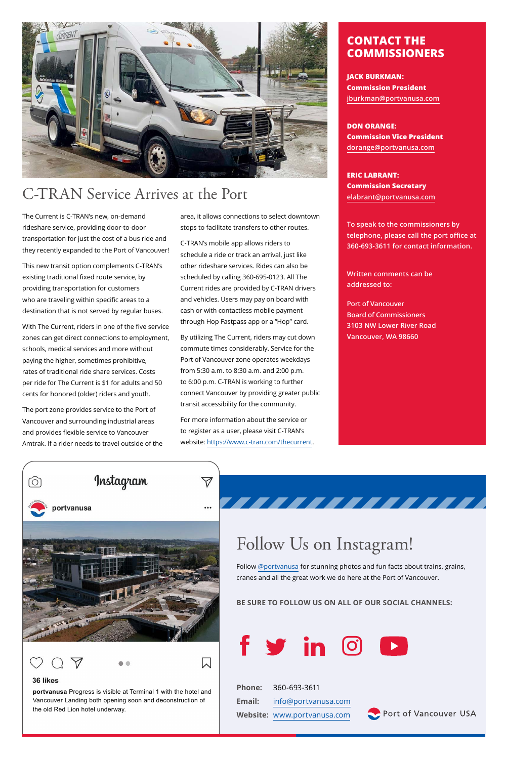# C-TRAN Service Arrives at the Port

The Current is C-TRAN's new, on-demand rideshare service, providing door-to-door transportation for just the cost of a bus ride and they recently expanded to the Port of Vancouver!

This new transit option complements C-TRAN's existing traditional fixed route service, by providing transportation for customers who are traveling within specific areas to a destination that is not served by regular buses.

With The Current, riders in one of the five service zones can get direct connections to employment, schools, medical services and more without paying the higher, sometimes prohibitive, rates of traditional ride share services. Costs per ride for The Current is $1 for adults and 50 cents for honored (older) riders and youth.

The port zone provides service to the Port of Vancouver and surrounding industrial areas and provides flexible service to Vancouver Amtrak. If a rider needs to travel outside of the area, it allows connections to select downtown stops to facilitate transfers to other routes.

C-TRAN's mobile app allows riders to schedule a ride or track an arrival, just like other rideshare services. Rides can also be scheduled by calling 360-695-0123. All The Current rides are provided by C-TRAN drivers and vehicles. Users may pay on board with cash or with contactless mobile payment through Hop Fastpass app or a "Hop" card.

By utilizing The Current, riders may cut down commute times considerably. Service for the Port of Vancouver zone operates weekdays from 5:30 a.m. to 8:30 a.m. and 2:00 p.m. to 6:00 p.m. C-TRAN is working to further connect Vancouver by providing greater public transit accessibility for the community.

For more information about the service or to register as a user, please visit C-TRAN's website: https://www.c-tran.com/thecurrent.

## CONTACT THE COMMISSIONERS

**JACK BURKMAN:**
**Commission President**
jburkman@portvanusa.com

**DON ORANGE:**
**Commission Vice President**
dorange@portvanusa.com

**ERIC LABRANT:**
**Commission Secretary**
elabrant@portvanusa.com

To speak to the commissioners by telephone, please call the port office at 360-693-3611 for contact information.

Written comments can be addressed to:

Port of Vancouver
Board of Commissioners
3103 NW Lower River Road
Vancouver, WA 98660

Instagram

portvanusa

36 likes

**portvanusa** Progress is visible at Terminal 1 with the hotel and Vancouver Landing both opening soon and deconstruction of the old Red Lion hotel underway.

# Follow Us on Instagram!

Follow @portvanusa for stunning photos and fun facts about trains, grains, cranes and all the great work we do here at the Port of Vancouver.

**BE SURE TO FOLLOW US ON ALL OF OUR SOCIAL CHANNELS:**

**Phone:** 360-693-3611
**Email:** info@portvanusa.com
**Website:** www.portvanusa.com

Port of Vancouver USA